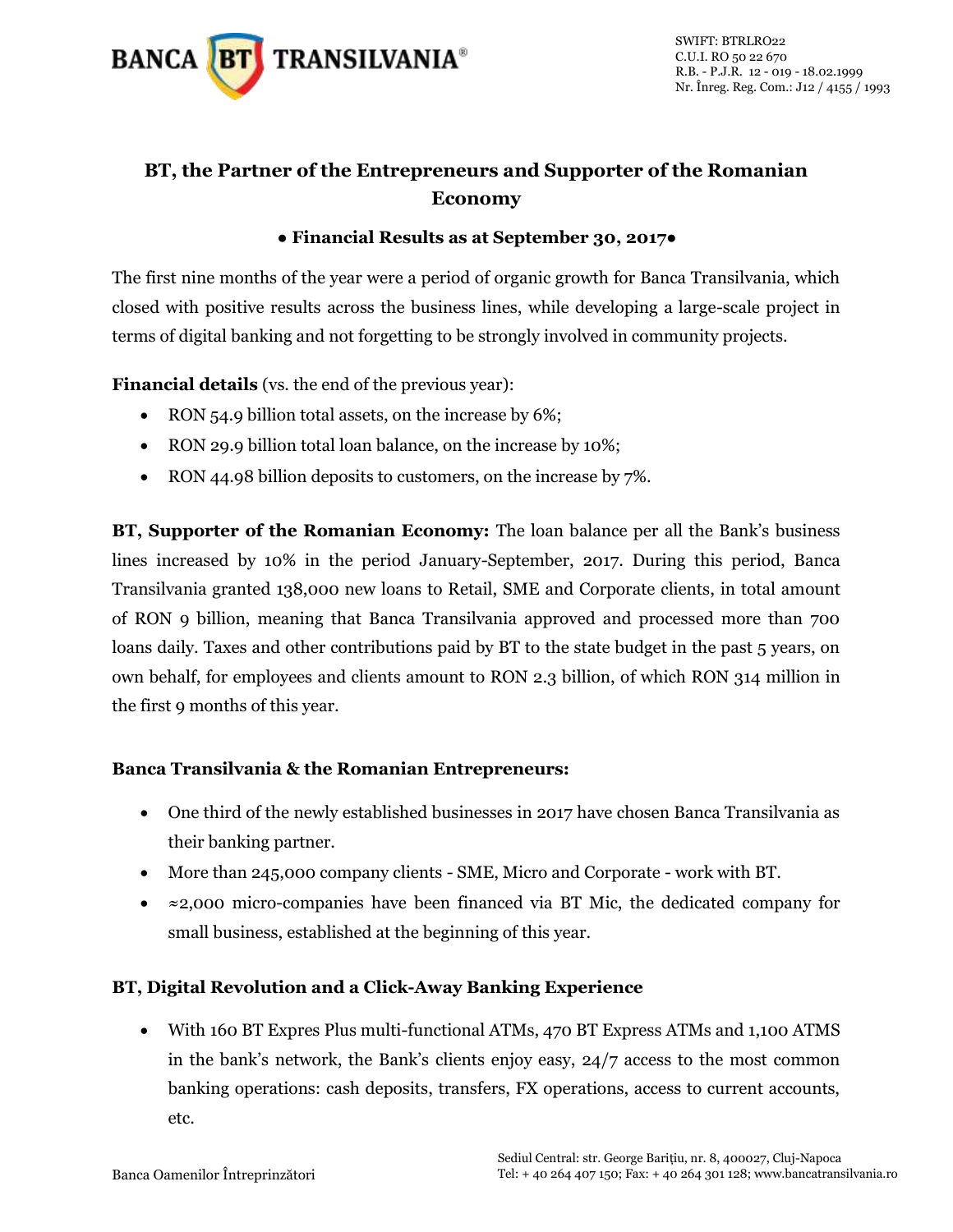# BT, the Partner of the Entrepreneurs and Supporter of the Romanian Economy

**● Financial Results as at September 30, 2017●**

The first nine months of the year were a period of organic growth for Banca Transilvania, which closed with positive results across the business lines, while developing a large-scale project in terms of digital banking and not forgetting to be strongly involved in community projects.

**Financial details** (vs. the end of the previous year):

- RON 54.9 billion total assets, on the increase by 6%;
- RON 29.9 billion total loan balance, on the increase by 10%;
- RON 44.98 billion deposits to customers, on the increase by 7%.

**BT, Supporter of the Romanian Economy:** The loan balance per all the Bank's business lines increased by 10% in the period January-September, 2017. During this period, Banca Transilvania granted 138,000 new loans to Retail, SME and Corporate clients, in total amount of RON 9 billion, meaning that Banca Transilvania approved and processed more than 700 loans daily. Taxes and other contributions paid by BT to the state budget in the past 5 years, on own behalf, for employees and clients amount to RON 2.3 billion, of which RON 314 million in the first 9 months of this year.

**Banca Transilvania & the Romanian Entrepreneurs:**

- One third of the newly established businesses in 2017 have chosen Banca Transilvania as their banking partner.
- More than 245,000 company clients - SME, Micro and Corporate - work with BT.
- ≈2,000 micro-companies have been financed via BT Mic, the dedicated company for small business, established at the beginning of this year.

**BT, Digital Revolution and a Click-Away Banking Experience**

- With 160 BT Expres Plus multi-functional ATMs, 470 BT Express ATMs and 1,100 ATMS in the bank's network, the Bank's clients enjoy easy, 24/7 access to the most common banking operations: cash deposits, transfers, FX operations, access to current accounts, etc.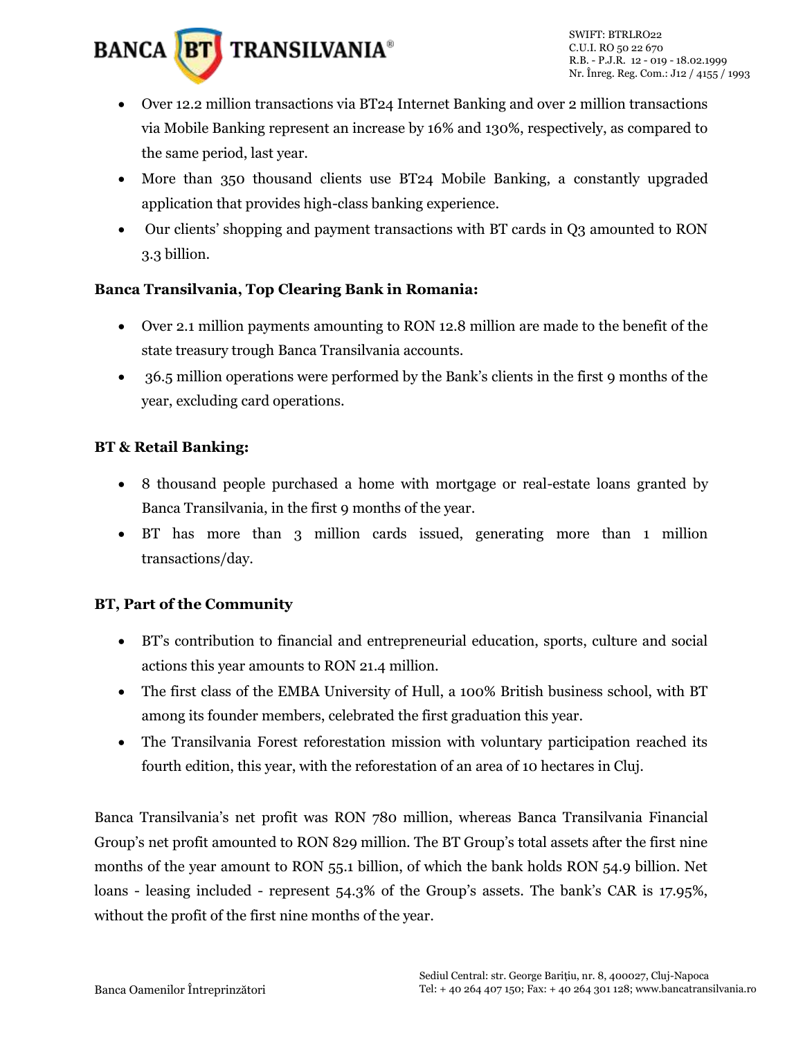- Over 12.2 million transactions via BT24 Internet Banking and over 2 million transactions via Mobile Banking represent an increase by 16% and 130%, respectively, as compared to the same period, last year.
- More than 350 thousand clients use BT24 Mobile Banking, a constantly upgraded application that provides high-class banking experience.
- Our clients' shopping and payment transactions with BT cards in Q3 amounted to RON 3.3 billion.

**Banca Transilvania, Top Clearing Bank in Romania:**

- Over 2.1 million payments amounting to RON 12.8 million are made to the benefit of the state treasury trough Banca Transilvania accounts.
- 36.5 million operations were performed by the Bank's clients in the first 9 months of the year, excluding card operations.

**BT & Retail Banking:**

- 8 thousand people purchased a home with mortgage or real-estate loans granted by Banca Transilvania, in the first 9 months of the year.
- BT has more than 3 million cards issued, generating more than 1 million transactions/day.

**BT, Part of the Community**

- BT's contribution to financial and entrepreneurial education, sports, culture and social actions this year amounts to RON 21.4 million.
- The first class of the EMBA University of Hull, a 100% British business school, with BT among its founder members, celebrated the first graduation this year.
- The Transilvania Forest reforestation mission with voluntary participation reached its fourth edition, this year, with the reforestation of an area of 10 hectares in Cluj.

Banca Transilvania's net profit was RON 780 million, whereas Banca Transilvania Financial Group's net profit amounted to RON 829 million. The BT Group's total assets after the first nine months of the year amount to RON 55.1 billion, of which the bank holds RON 54.9 billion. Net loans - leasing included - represent 54.3% of the Group's assets. The bank's CAR is 17.95%, without the profit of the first nine months of the year.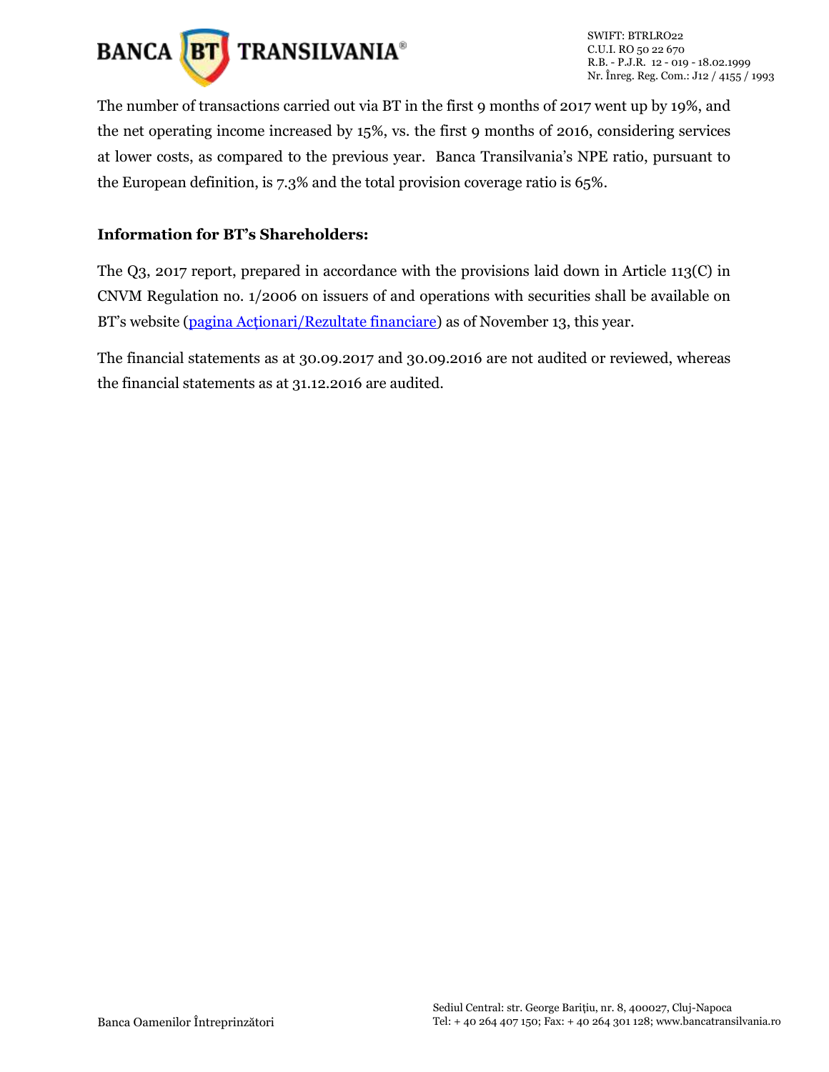The number of transactions carried out via BT in the first 9 months of 2017 went up by 19%, and the net operating income increased by 15%, vs. the first 9 months of 2016, considering services at lower costs, as compared to the previous year. Banca Transilvania's NPE ratio, pursuant to the European definition, is 7.3% and the total provision coverage ratio is 65%.

**Information for BT's Shareholders:**

The Q3, 2017 report, prepared in accordance with the provisions laid down in Article 113(C) in CNVM Regulation no. 1/2006 on issuers of and operations with securities shall be available on BT's website (pagina Acţionari/Rezultate financiare) as of November 13, this year.

The financial statements as at 30.09.2017 and 30.09.2016 are not audited or reviewed, whereas the financial statements as at 31.12.2016 are audited.